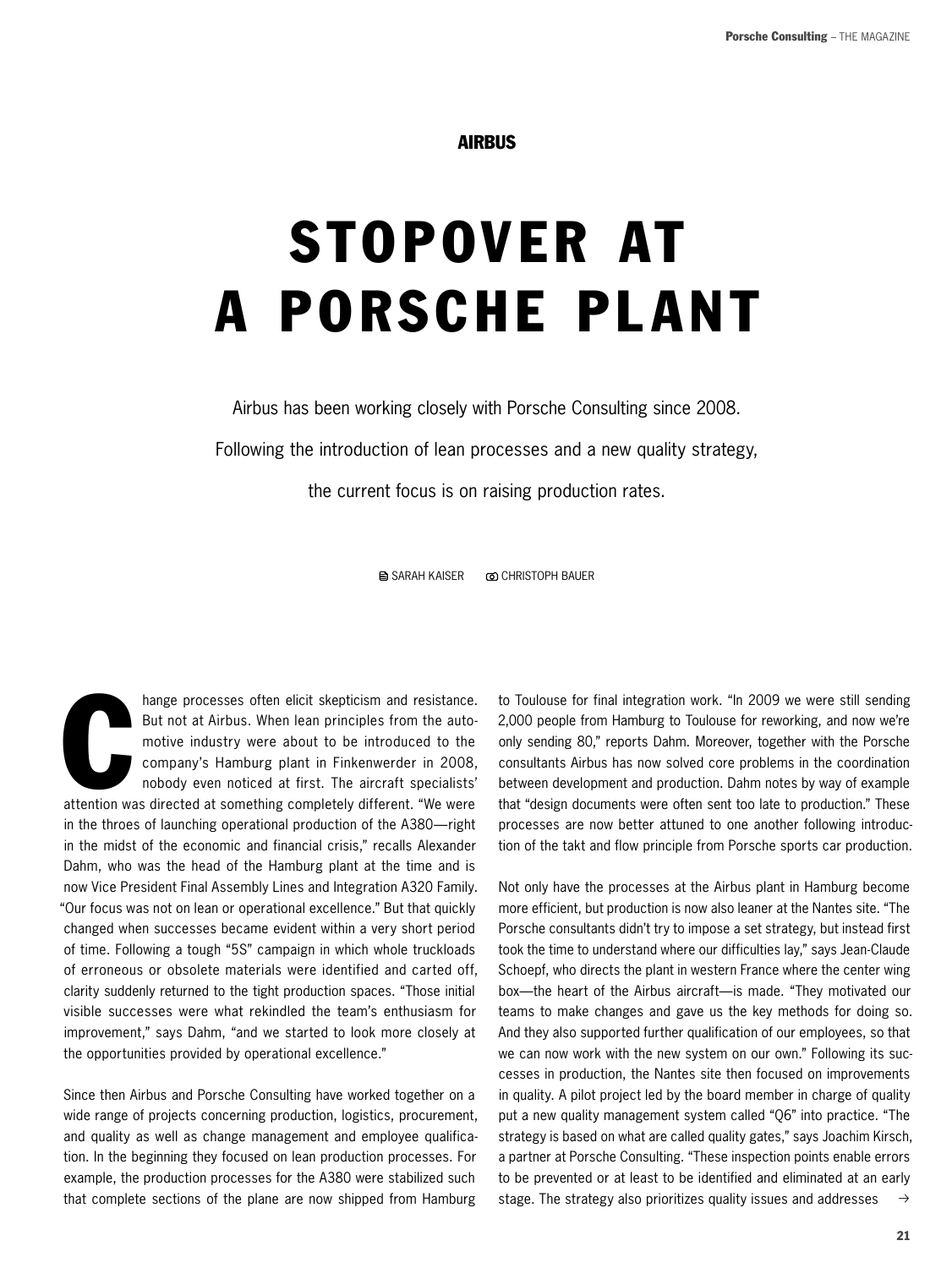**AIRBUS**

# STOPOVER AT A PORSCHE PLANT

Airbus has been working closely with Porsche Consulting since 2008. Following the introduction of lean processes and a new quality strategy, the current focus is on raising production rates.

SARAH KAISER CHRISTOPH BAUER

Change processes often elicit skepticism and resistance. But not at Airbus. When lean principles from the automotive industry were about to be introduced to the company's Hamburg plant in Finkenwerder in 2008, nobody even noticed at first. The aircraft specialists' attention was directed at something completely different. "We were in the throes of launching operational production of the A380—right in the midst of the economic and financial crisis," recalls Alexander Dahm, who was the head of the Hamburg plant at the time and is now Vice President Final Assembly Lines and Integration A320 Family. "Our focus was not on lean or operational excellence." But that quickly changed when successes became evident within a very short period of time. Following a tough "5S" campaign in which whole truckloads of erroneous or obsolete materials were identified and carted off, clarity suddenly returned to the tight production spaces. "Those initial visible successes were what rekindled the team's enthusiasm for improvement," says Dahm, "and we started to look more closely at the opportunities provided by operational excellence."

Since then Airbus and Porsche Consulting have worked together on a wide range of projects concerning production, logistics, procurement, and quality as well as change management and employee qualification. In the beginning they focused on lean production processes. For example, the production processes for the A380 were stabilized such that complete sections of the plane are now shipped from Hamburg to Toulouse for final integration work. "In 2009 we were still sending 2,000 people from Hamburg to Toulouse for reworking, and now we're only sending 80," reports Dahm. Moreover, together with the Porsche consultants Airbus has now solved core problems in the coordination between development and production. Dahm notes by way of example that "design documents were often sent too late to production." These processes are now better attuned to one another following introduction of the takt and flow principle from Porsche sports car production.

Not only have the processes at the Airbus plant in Hamburg become more efficient, but production is now also leaner at the Nantes site. "The Porsche consultants didn't try to impose a set strategy, but instead first took the time to understand where our difficulties lay," says Jean-Claude Schoepf, who directs the plant in western France where the center wing box—the heart of the Airbus aircraft—is made. "They motivated our teams to make changes and gave us the key methods for doing so. And they also supported further qualification of our employees, so that we can now work with the new system on our own." Following its successes in production, the Nantes site then focused on improvements in quality. A pilot project led by the board member in charge of quality put a new quality management system called "Q6" into practice. "The strategy is based on what are called quality gates," says Joachim Kirsch, a partner at Porsche Consulting. "These inspection points enable errors to be prevented or at least to be identified and eliminated at an early stage. The strategy also prioritizes quality issues and addresses →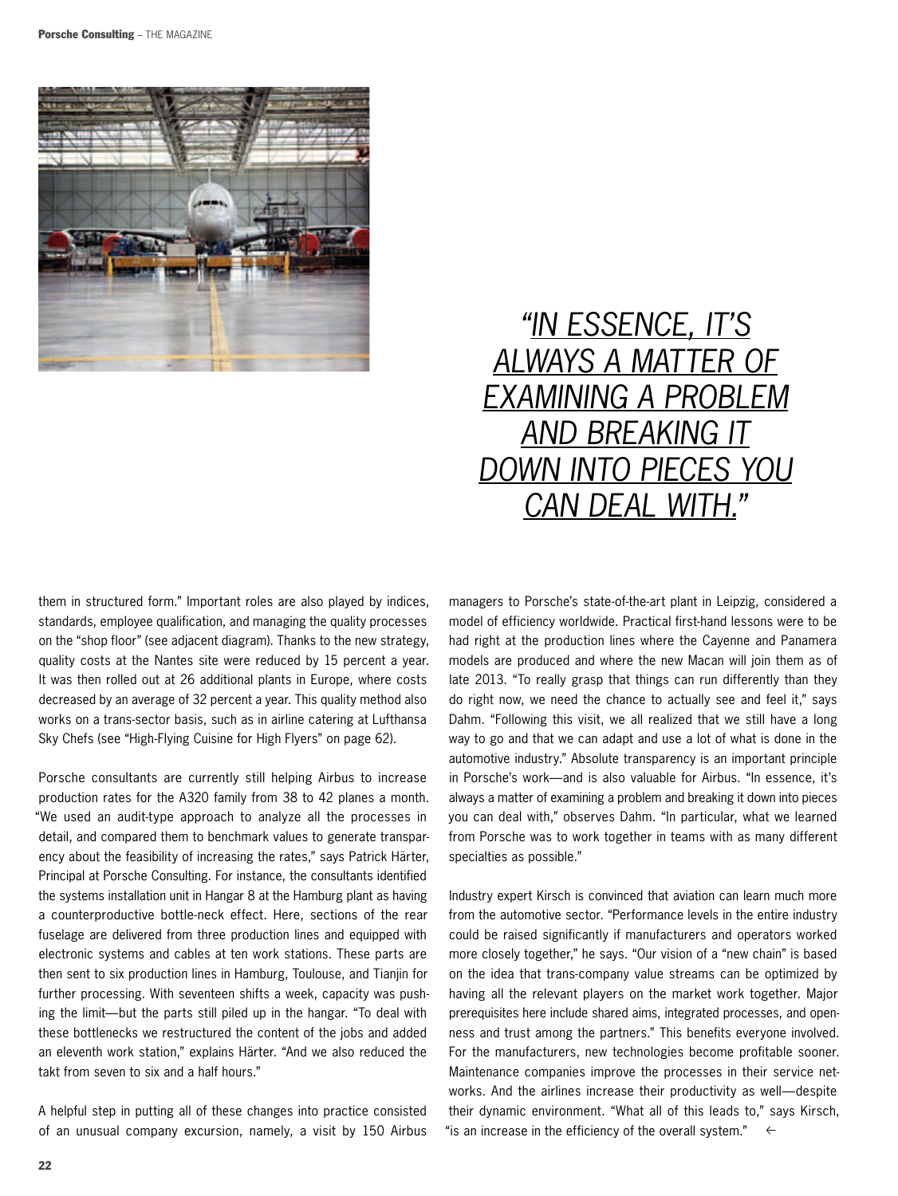*"IN ESSENCE, IT'S ALWAYS A MATTER OF EXAMINING A PROBLEM AND BREAKING IT DOWN INTO PIECES YOU CAN DEAL WITH."*

them in structured form." Important roles are also played by indices, standards, employee qualification, and managing the quality processes on the "shop floor" (see adjacent diagram). Thanks to the new strategy, quality costs at the Nantes site were reduced by 15 percent a year. It was then rolled out at 26 additional plants in Europe, where costs decreased by an average of 32 percent a year. This quality method also works on a trans-sector basis, such as in airline catering at Lufthansa Sky Chefs (see "High-Flying Cuisine for High Flyers" on page 62).

Porsche consultants are currently still helping Airbus to increase production rates for the A320 family from 38 to 42 planes a month. "We used an audit-type approach to analyze all the processes in detail, and compared them to benchmark values to generate transparency about the feasibility of increasing the rates," says Patrick Härter, Principal at Porsche Consulting. For instance, the consultants identified the systems installation unit in Hangar 8 at the Hamburg plant as having a counterproductive bottle-neck effect. Here, sections of the rear fuselage are delivered from three production lines and equipped with electronic systems and cables at ten work stations. These parts are then sent to six production lines in Hamburg, Toulouse, and Tianjin for further processing. With seventeen shifts a week, capacity was pushing the limit—but the parts still piled up in the hangar. "To deal with these bottlenecks we restructured the content of the jobs and added an eleventh work station," explains Härter. "And we also reduced the takt from seven to six and a half hours."

A helpful step in putting all of these changes into practice consisted of an unusual company excursion, namely, a visit by 150 Airbus managers to Porsche's state-of-the-art plant in Leipzig, considered a model of efficiency worldwide. Practical first-hand lessons were to be had right at the production lines where the Cayenne and Panamera models are produced and where the new Macan will join them as of late 2013. "To really grasp that things can run differently than they do right now, we need the chance to actually see and feel it," says Dahm. "Following this visit, we all realized that we still have a long way to go and that we can adapt and use a lot of what is done in the automotive industry." Absolute transparency is an important principle in Porsche's work—and is also valuable for Airbus. "In essence, it's always a matter of examining a problem and breaking it down into pieces you can deal with," observes Dahm. "In particular, what we learned from Porsche was to work together in teams with as many different specialties as possible."

Industry expert Kirsch is convinced that aviation can learn much more from the automotive sector. "Performance levels in the entire industry could be raised significantly if manufacturers and operators worked more closely together," he says. "Our vision of a "new chain" is based on the idea that trans-company value streams can be optimized by having all the relevant players on the market work together. Major prerequisites here include shared aims, integrated processes, and openness and trust among the partners." This benefits everyone involved. For the manufacturers, new technologies become profitable sooner. Maintenance companies improve the processes in their service networks. And the airlines increase their productivity as well—despite their dynamic environment. "What all of this leads to," says Kirsch, "is an increase in the efficiency of the overall system." ←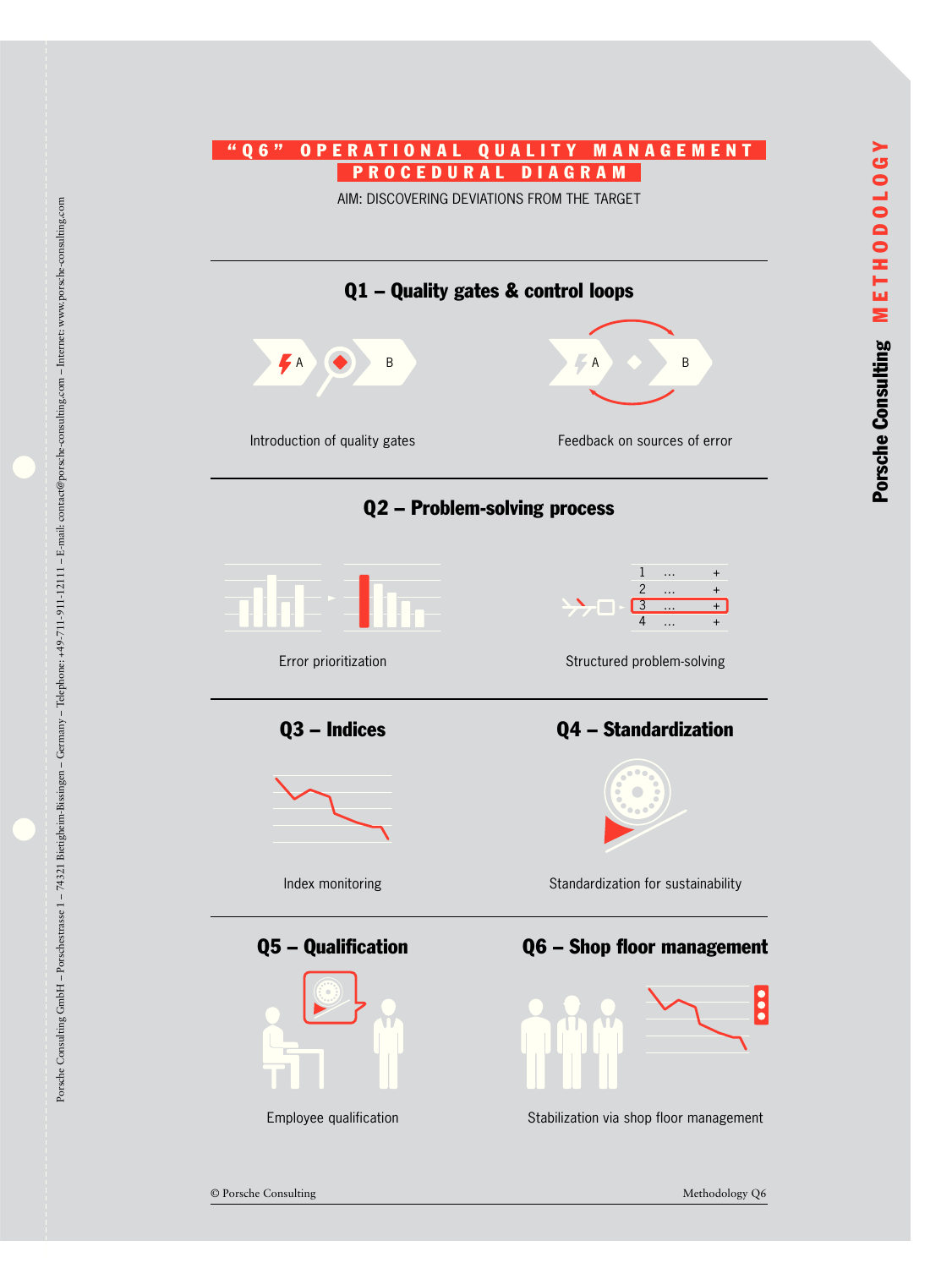# "Q6" OPERATIONAL QUALITY MANAGEMENT PROCEDURAL DIAGRAM

AIM: DISCOVERING DEVIATIONS FROM THE TARGET

## Q1 – Quality gates & control loops

A B

Introduction of quality gates

A B

Feedback on sources of error

## Q2 – Problem-solving process

Error prioritization

1 … +
2 … +
3 … +
4 … +

Structured problem-solving

## Q3 – Indices

Index monitoring

## Q4 – Standardization

Standardization for sustainability

## Q5 – Qualification

Employee qualification

## Q6 – Shop floor management

Stabilization via shop floor management

© Porsche Consulting

Methodology Q6